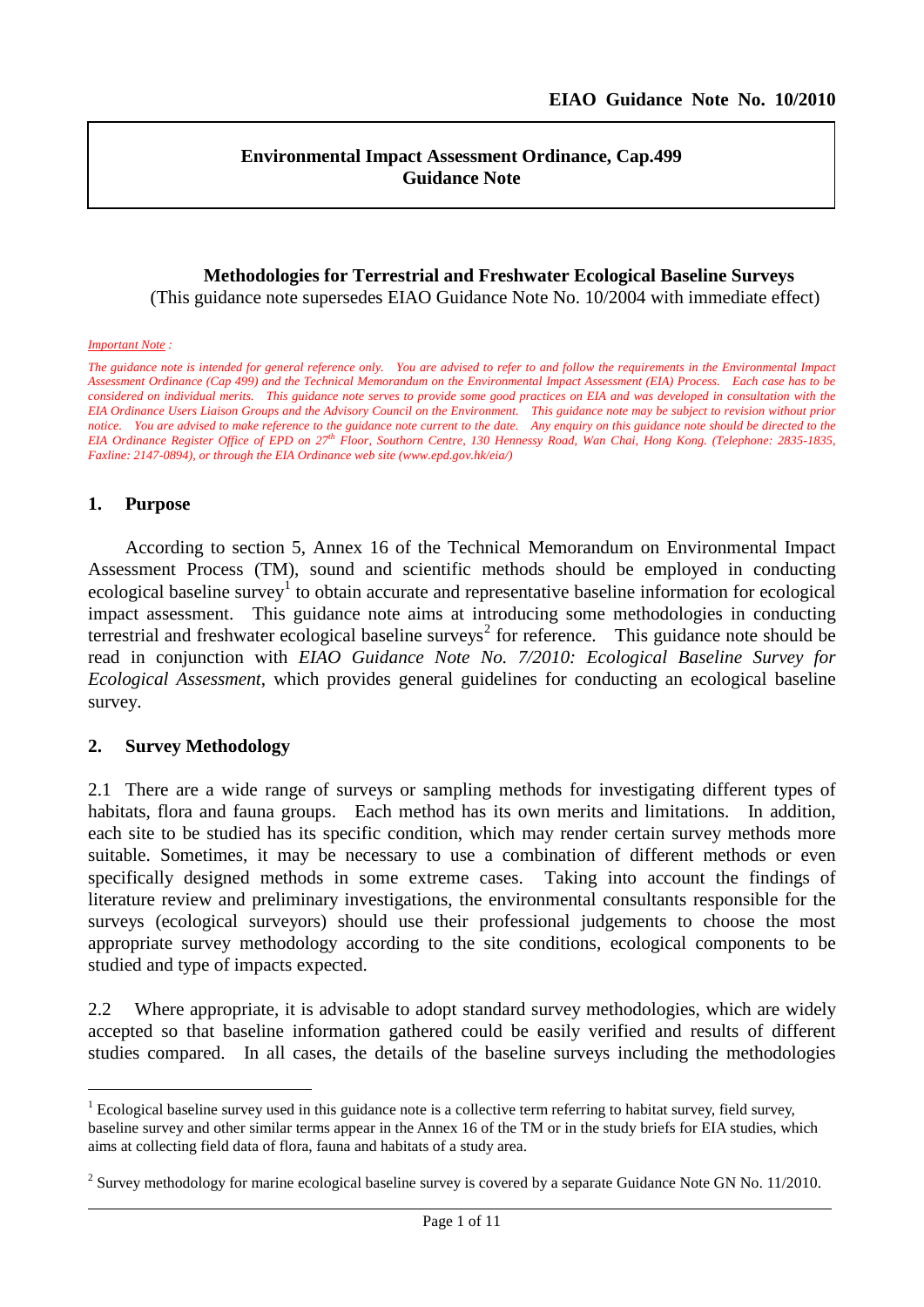EIAO Guidance Note No. 10/2010

**Environmental Impact Assessment Ordinance, Cap.499**
**Guidance Note**

# Methodologies for Terrestrial and Freshwater Ecological Baseline Surveys

(This guidance note supersedes EIAO Guidance Note No. 10/2004 with immediate effect)

*Important Note :*

*The guidance note is intended for general reference only. You are advised to refer to and follow the requirements in the Environmental Impact Assessment Ordinance (Cap 499) and the Technical Memorandum on the Environmental Impact Assessment (EIA) Process. Each case has to be considered on individual merits. This guidance note serves to provide some good practices on EIA and was developed in consultation with the EIA Ordinance Users Liaison Groups and the Advisory Council on the Environment. This guidance note may be subject to revision without prior notice. You are advised to make reference to the guidance note current to the date. Any enquiry on this guidance note should be directed to the EIA Ordinance Register Office of EPD on 27th Floor, Southorn Centre, 130 Hennessy Road, Wan Chai, Hong Kong. (Telephone: 2835-1835, Faxline: 2147-0894), or through the EIA Ordinance web site (www.epd.gov.hk/eia/)*

## 1. Purpose

According to section 5, Annex 16 of the Technical Memorandum on Environmental Impact Assessment Process (TM), sound and scientific methods should be employed in conducting ecological baseline survey[1] to obtain accurate and representative baseline information for ecological impact assessment. This guidance note aims at introducing some methodologies in conducting terrestrial and freshwater ecological baseline surveys[2] for reference. This guidance note should be read in conjunction with *EIAO Guidance Note No. 7/2010: Ecological Baseline Survey for Ecological Assessment*, which provides general guidelines for conducting an ecological baseline survey.

## 2. Survey Methodology

2.1 There are a wide range of surveys or sampling methods for investigating different types of habitats, flora and fauna groups. Each method has its own merits and limitations. In addition, each site to be studied has its specific condition, which may render certain survey methods more suitable. Sometimes, it may be necessary to use a combination of different methods or even specifically designed methods in some extreme cases. Taking into account the findings of literature review and preliminary investigations, the environmental consultants responsible for the surveys (ecological surveyors) should use their professional judgements to choose the most appropriate survey methodology according to the site conditions, ecological components to be studied and type of impacts expected.

2.2 Where appropriate, it is advisable to adopt standard survey methodologies, which are widely accepted so that baseline information gathered could be easily verified and results of different studies compared. In all cases, the details of the baseline surveys including the methodologies

---

[1] Ecological baseline survey used in this guidance note is a collective term referring to habitat survey, field survey, baseline survey and other similar terms appear in the Annex 16 of the TM or in the study briefs for EIA studies, which aims at collecting field data of flora, fauna and habitats of a study area.

[2] Survey methodology for marine ecological baseline survey is covered by a separate Guidance Note GN No. 11/2010.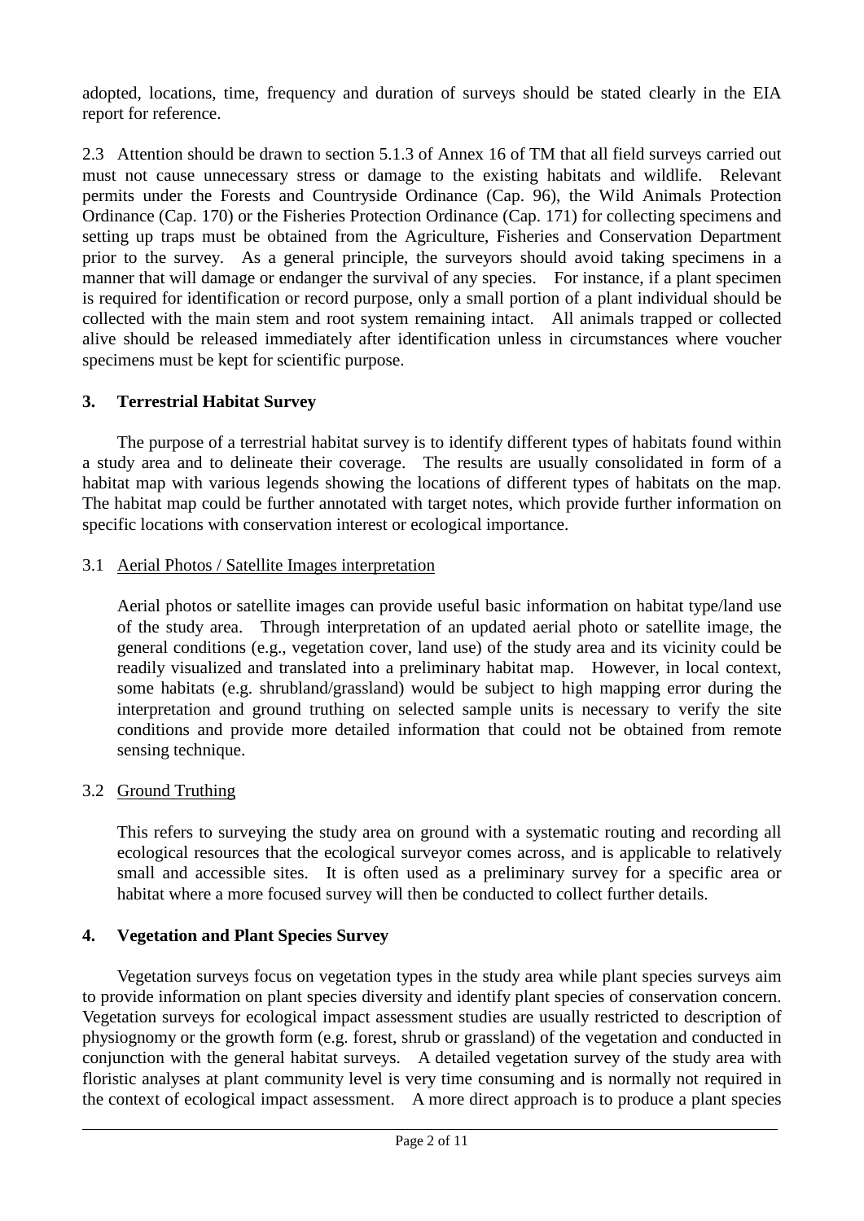adopted, locations, time, frequency and duration of surveys should be stated clearly in the EIA report for reference.

2.3 Attention should be drawn to section 5.1.3 of Annex 16 of TM that all field surveys carried out must not cause unnecessary stress or damage to the existing habitats and wildlife. Relevant permits under the Forests and Countryside Ordinance (Cap. 96), the Wild Animals Protection Ordinance (Cap. 170) or the Fisheries Protection Ordinance (Cap. 171) for collecting specimens and setting up traps must be obtained from the Agriculture, Fisheries and Conservation Department prior to the survey. As a general principle, the surveyors should avoid taking specimens in a manner that will damage or endanger the survival of any species. For instance, if a plant specimen is required for identification or record purpose, only a small portion of a plant individual should be collected with the main stem and root system remaining intact. All animals trapped or collected alive should be released immediately after identification unless in circumstances where voucher specimens must be kept for scientific purpose.

## 3. Terrestrial Habitat Survey

The purpose of a terrestrial habitat survey is to identify different types of habitats found within a study area and to delineate their coverage. The results are usually consolidated in form of a habitat map with various legends showing the locations of different types of habitats on the map. The habitat map could be further annotated with target notes, which provide further information on specific locations with conservation interest or ecological importance.

### 3.1 Aerial Photos / Satellite Images interpretation

Aerial photos or satellite images can provide useful basic information on habitat type/land use of the study area. Through interpretation of an updated aerial photo or satellite image, the general conditions (e.g., vegetation cover, land use) of the study area and its vicinity could be readily visualized and translated into a preliminary habitat map. However, in local context, some habitats (e.g. shrubland/grassland) would be subject to high mapping error during the interpretation and ground truthing on selected sample units is necessary to verify the site conditions and provide more detailed information that could not be obtained from remote sensing technique.

### 3.2 Ground Truthing

This refers to surveying the study area on ground with a systematic routing and recording all ecological resources that the ecological surveyor comes across, and is applicable to relatively small and accessible sites. It is often used as a preliminary survey for a specific area or habitat where a more focused survey will then be conducted to collect further details.

## 4. Vegetation and Plant Species Survey

Vegetation surveys focus on vegetation types in the study area while plant species surveys aim to provide information on plant species diversity and identify plant species of conservation concern. Vegetation surveys for ecological impact assessment studies are usually restricted to description of physiognomy or the growth form (e.g. forest, shrub or grassland) of the vegetation and conducted in conjunction with the general habitat surveys. A detailed vegetation survey of the study area with floristic analyses at plant community level is very time consuming and is normally not required in the context of ecological impact assessment. A more direct approach is to produce a plant species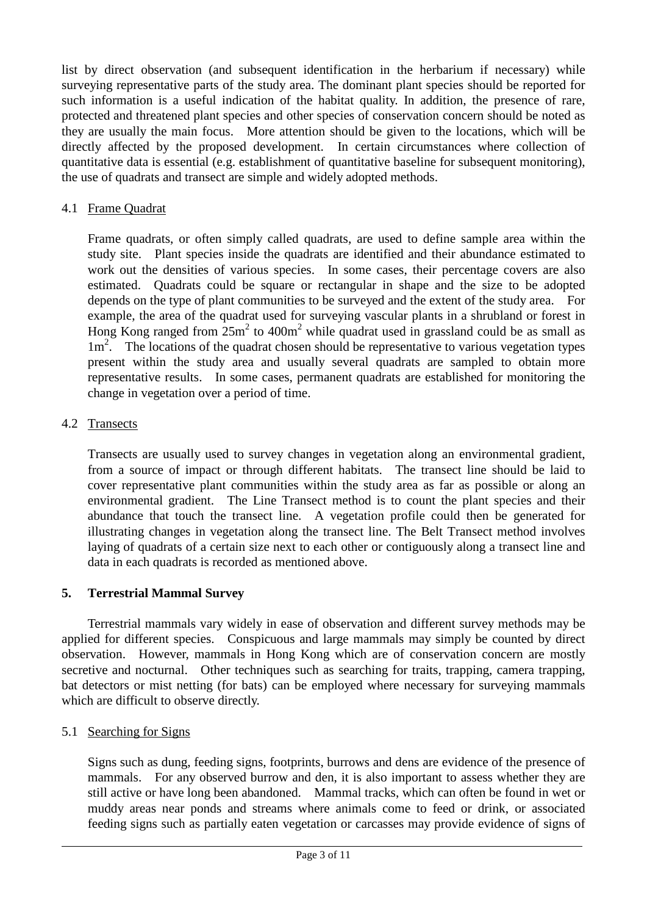list by direct observation (and subsequent identification in the herbarium if necessary) while surveying representative parts of the study area. The dominant plant species should be reported for such information is a useful indication of the habitat quality. In addition, the presence of rare, protected and threatened plant species and other species of conservation concern should be noted as they are usually the main focus. More attention should be given to the locations, which will be directly affected by the proposed development. In certain circumstances where collection of quantitative data is essential (e.g. establishment of quantitative baseline for subsequent monitoring), the use of quadrats and transect are simple and widely adopted methods.

### 4.1 Frame Quadrat

Frame quadrats, or often simply called quadrats, are used to define sample area within the study site. Plant species inside the quadrats are identified and their abundance estimated to work out the densities of various species. In some cases, their percentage covers are also estimated. Quadrats could be square or rectangular in shape and the size to be adopted depends on the type of plant communities to be surveyed and the extent of the study area. For example, the area of the quadrat used for surveying vascular plants in a shrubland or forest in Hong Kong ranged from $25m^2$ to $400m^2$ while quadrat used in grassland could be as small as $1m^2$. The locations of the quadrat chosen should be representative to various vegetation types present within the study area and usually several quadrats are sampled to obtain more representative results. In some cases, permanent quadrats are established for monitoring the change in vegetation over a period of time.

### 4.2 Transects

Transects are usually used to survey changes in vegetation along an environmental gradient, from a source of impact or through different habitats. The transect line should be laid to cover representative plant communities within the study area as far as possible or along an environmental gradient. The Line Transect method is to count the plant species and their abundance that touch the transect line. A vegetation profile could then be generated for illustrating changes in vegetation along the transect line. The Belt Transect method involves laying of quadrats of a certain size next to each other or contiguously along a transect line and data in each quadrats is recorded as mentioned above.

## 5. Terrestrial Mammal Survey

Terrestrial mammals vary widely in ease of observation and different survey methods may be applied for different species. Conspicuous and large mammals may simply be counted by direct observation. However, mammals in Hong Kong which are of conservation concern are mostly secretive and nocturnal. Other techniques such as searching for traits, trapping, camera trapping, bat detectors or mist netting (for bats) can be employed where necessary for surveying mammals which are difficult to observe directly.

### 5.1 Searching for Signs

Signs such as dung, feeding signs, footprints, burrows and dens are evidence of the presence of mammals. For any observed burrow and den, it is also important to assess whether they are still active or have long been abandoned. Mammal tracks, which can often be found in wet or muddy areas near ponds and streams where animals come to feed or drink, or associated feeding signs such as partially eaten vegetation or carcasses may provide evidence of signs of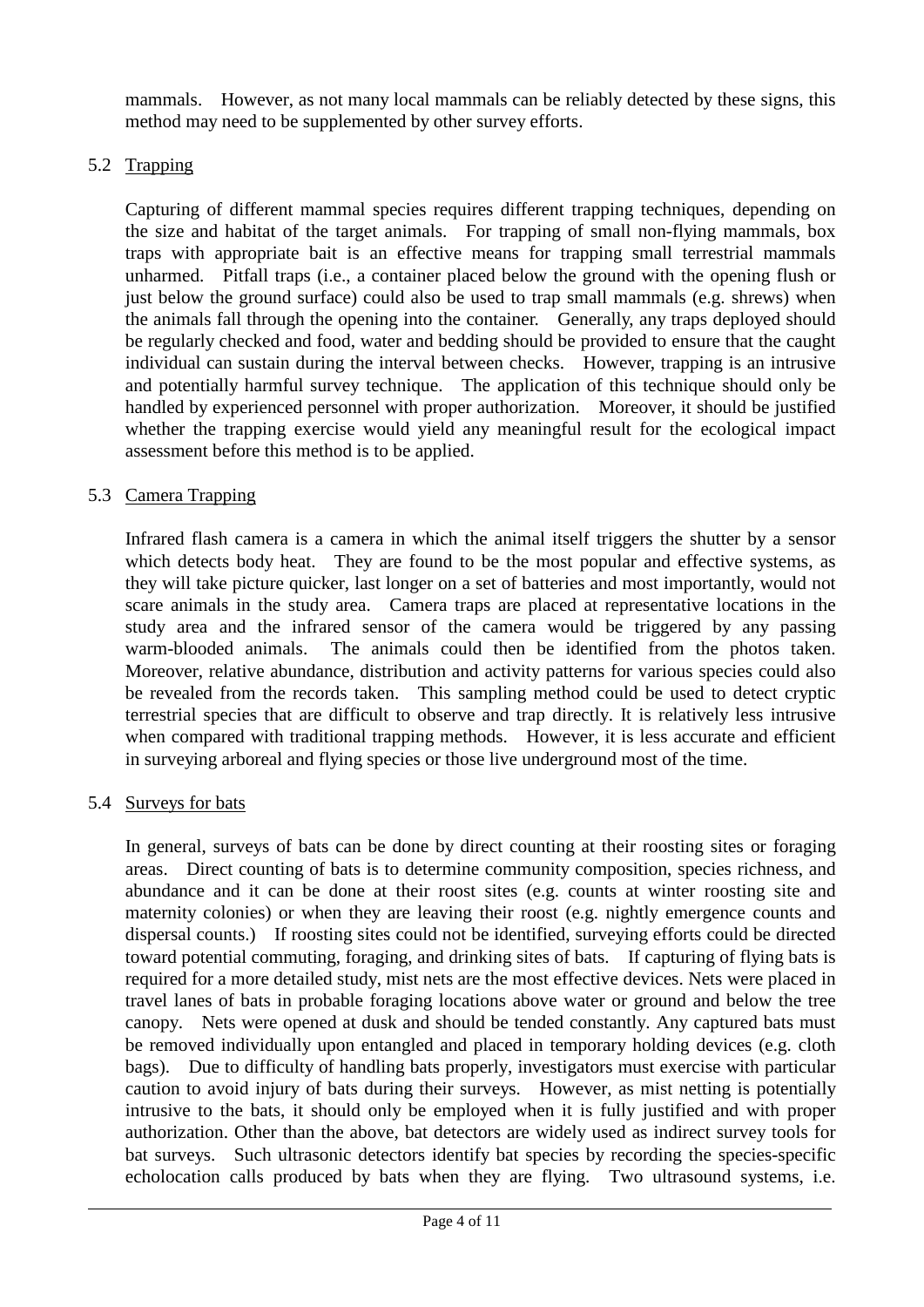mammals. However, as not many local mammals can be reliably detected by these signs, this method may need to be supplemented by other survey efforts.

## 5.2 Trapping

Capturing of different mammal species requires different trapping techniques, depending on the size and habitat of the target animals. For trapping of small non-flying mammals, box traps with appropriate bait is an effective means for trapping small terrestrial mammals unharmed. Pitfall traps (i.e., a container placed below the ground with the opening flush or just below the ground surface) could also be used to trap small mammals (e.g. shrews) when the animals fall through the opening into the container. Generally, any traps deployed should be regularly checked and food, water and bedding should be provided to ensure that the caught individual can sustain during the interval between checks. However, trapping is an intrusive and potentially harmful survey technique. The application of this technique should only be handled by experienced personnel with proper authorization. Moreover, it should be justified whether the trapping exercise would yield any meaningful result for the ecological impact assessment before this method is to be applied.

## 5.3 Camera Trapping

Infrared flash camera is a camera in which the animal itself triggers the shutter by a sensor which detects body heat. They are found to be the most popular and effective systems, as they will take picture quicker, last longer on a set of batteries and most importantly, would not scare animals in the study area. Camera traps are placed at representative locations in the study area and the infrared sensor of the camera would be triggered by any passing warm-blooded animals. The animals could then be identified from the photos taken. Moreover, relative abundance, distribution and activity patterns for various species could also be revealed from the records taken. This sampling method could be used to detect cryptic terrestrial species that are difficult to observe and trap directly. It is relatively less intrusive when compared with traditional trapping methods. However, it is less accurate and efficient in surveying arboreal and flying species or those live underground most of the time.

## 5.4 Surveys for bats

In general, surveys of bats can be done by direct counting at their roosting sites or foraging areas. Direct counting of bats is to determine community composition, species richness, and abundance and it can be done at their roost sites (e.g. counts at winter roosting site and maternity colonies) or when they are leaving their roost (e.g. nightly emergence counts and dispersal counts.) If roosting sites could not be identified, surveying efforts could be directed toward potential commuting, foraging, and drinking sites of bats. If capturing of flying bats is required for a more detailed study, mist nets are the most effective devices. Nets were placed in travel lanes of bats in probable foraging locations above water or ground and below the tree canopy. Nets were opened at dusk and should be tended constantly. Any captured bats must be removed individually upon entangled and placed in temporary holding devices (e.g. cloth bags). Due to difficulty of handling bats properly, investigators must exercise with particular caution to avoid injury of bats during their surveys. However, as mist netting is potentially intrusive to the bats, it should only be employed when it is fully justified and with proper authorization. Other than the above, bat detectors are widely used as indirect survey tools for bat surveys. Such ultrasonic detectors identify bat species by recording the species-specific echolocation calls produced by bats when they are flying. Two ultrasound systems, i.e.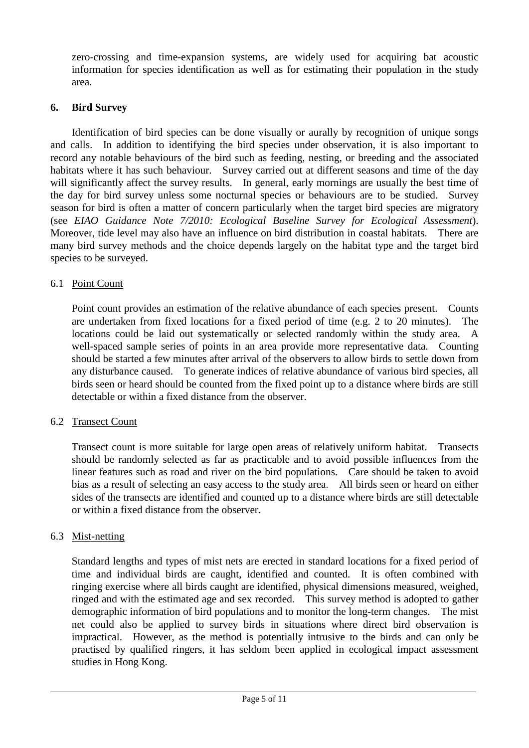zero-crossing and time-expansion systems, are widely used for acquiring bat acoustic information for species identification as well as for estimating their population in the study area.

## 6. Bird Survey

Identification of bird species can be done visually or aurally by recognition of unique songs and calls. In addition to identifying the bird species under observation, it is also important to record any notable behaviours of the bird such as feeding, nesting, or breeding and the associated habitats where it has such behaviour. Survey carried out at different seasons and time of the day will significantly affect the survey results. In general, early mornings are usually the best time of the day for bird survey unless some nocturnal species or behaviours are to be studied. Survey season for bird is often a matter of concern particularly when the target bird species are migratory (see *EIAO Guidance Note 7/2010: Ecological Baseline Survey for Ecological Assessment*). Moreover, tide level may also have an influence on bird distribution in coastal habitats. There are many bird survey methods and the choice depends largely on the habitat type and the target bird species to be surveyed.

### 6.1 Point Count

Point count provides an estimation of the relative abundance of each species present. Counts are undertaken from fixed locations for a fixed period of time (e.g. 2 to 20 minutes). The locations could be laid out systematically or selected randomly within the study area. A well-spaced sample series of points in an area provide more representative data. Counting should be started a few minutes after arrival of the observers to allow birds to settle down from any disturbance caused. To generate indices of relative abundance of various bird species, all birds seen or heard should be counted from the fixed point up to a distance where birds are still detectable or within a fixed distance from the observer.

### 6.2 Transect Count

Transect count is more suitable for large open areas of relatively uniform habitat. Transects should be randomly selected as far as practicable and to avoid possible influences from the linear features such as road and river on the bird populations. Care should be taken to avoid bias as a result of selecting an easy access to the study area. All birds seen or heard on either sides of the transects are identified and counted up to a distance where birds are still detectable or within a fixed distance from the observer.

### 6.3 Mist-netting

Standard lengths and types of mist nets are erected in standard locations for a fixed period of time and individual birds are caught, identified and counted. It is often combined with ringing exercise where all birds caught are identified, physical dimensions measured, weighed, ringed and with the estimated age and sex recorded. This survey method is adopted to gather demographic information of bird populations and to monitor the long-term changes. The mist net could also be applied to survey birds in situations where direct bird observation is impractical. However, as the method is potentially intrusive to the birds and can only be practised by qualified ringers, it has seldom been applied in ecological impact assessment studies in Hong Kong.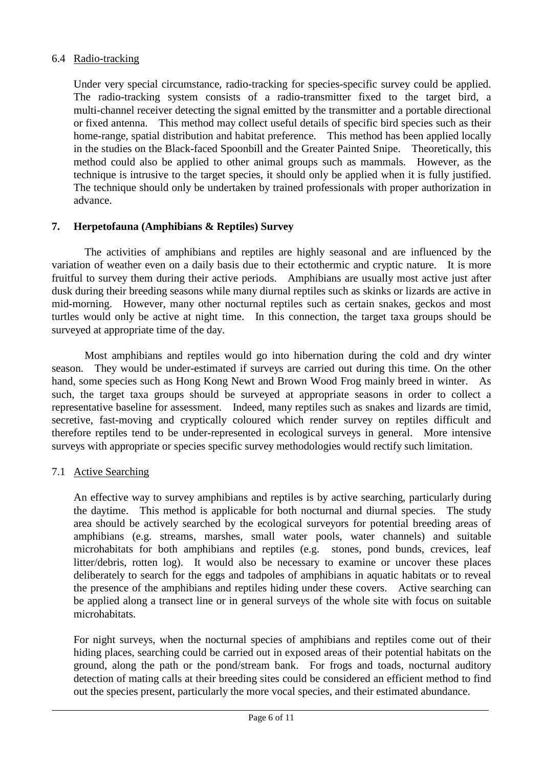### 6.4 Radio-tracking

Under very special circumstance, radio-tracking for species-specific survey could be applied. The radio-tracking system consists of a radio-transmitter fixed to the target bird, a multi-channel receiver detecting the signal emitted by the transmitter and a portable directional or fixed antenna. This method may collect useful details of specific bird species such as their home-range, spatial distribution and habitat preference. This method has been applied locally in the studies on the Black-faced Spoonbill and the Greater Painted Snipe. Theoretically, this method could also be applied to other animal groups such as mammals. However, as the technique is intrusive to the target species, it should only be applied when it is fully justified. The technique should only be undertaken by trained professionals with proper authorization in advance.

## 7. Herpetofauna (Amphibians & Reptiles) Survey

The activities of amphibians and reptiles are highly seasonal and are influenced by the variation of weather even on a daily basis due to their ectothermic and cryptic nature. It is more fruitful to survey them during their active periods. Amphibians are usually most active just after dusk during their breeding seasons while many diurnal reptiles such as skinks or lizards are active in mid-morning. However, many other nocturnal reptiles such as certain snakes, geckos and most turtles would only be active at night time. In this connection, the target taxa groups should be surveyed at appropriate time of the day.

Most amphibians and reptiles would go into hibernation during the cold and dry winter season. They would be under-estimated if surveys are carried out during this time. On the other hand, some species such as Hong Kong Newt and Brown Wood Frog mainly breed in winter. As such, the target taxa groups should be surveyed at appropriate seasons in order to collect a representative baseline for assessment. Indeed, many reptiles such as snakes and lizards are timid, secretive, fast-moving and cryptically coloured which render survey on reptiles difficult and therefore reptiles tend to be under-represented in ecological surveys in general. More intensive surveys with appropriate or species specific survey methodologies would rectify such limitation.

### 7.1 Active Searching

An effective way to survey amphibians and reptiles is by active searching, particularly during the daytime. This method is applicable for both nocturnal and diurnal species. The study area should be actively searched by the ecological surveyors for potential breeding areas of amphibians (e.g. streams, marshes, small water pools, water channels) and suitable microhabitats for both amphibians and reptiles (e.g. stones, pond bunds, crevices, leaf litter/debris, rotten log). It would also be necessary to examine or uncover these places deliberately to search for the eggs and tadpoles of amphibians in aquatic habitats or to reveal the presence of the amphibians and reptiles hiding under these covers. Active searching can be applied along a transect line or in general surveys of the whole site with focus on suitable microhabitats.

For night surveys, when the nocturnal species of amphibians and reptiles come out of their hiding places, searching could be carried out in exposed areas of their potential habitats on the ground, along the path or the pond/stream bank. For frogs and toads, nocturnal auditory detection of mating calls at their breeding sites could be considered an efficient method to find out the species present, particularly the more vocal species, and their estimated abundance.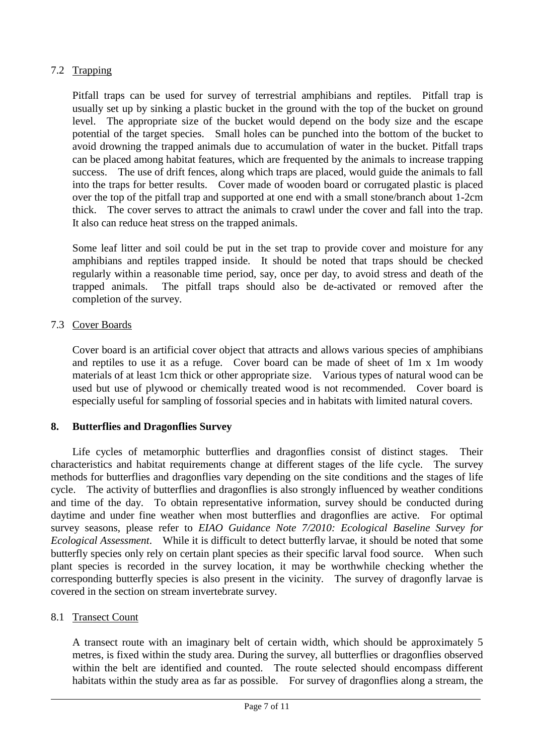### 7.2 Trapping

Pitfall traps can be used for survey of terrestrial amphibians and reptiles. Pitfall trap is usually set up by sinking a plastic bucket in the ground with the top of the bucket on ground level. The appropriate size of the bucket would depend on the body size and the escape potential of the target species. Small holes can be punched into the bottom of the bucket to avoid drowning the trapped animals due to accumulation of water in the bucket. Pitfall traps can be placed among habitat features, which are frequented by the animals to increase trapping success. The use of drift fences, along which traps are placed, would guide the animals to fall into the traps for better results. Cover made of wooden board or corrugated plastic is placed over the top of the pitfall trap and supported at one end with a small stone/branch about 1-2cm thick. The cover serves to attract the animals to crawl under the cover and fall into the trap. It also can reduce heat stress on the trapped animals.

Some leaf litter and soil could be put in the set trap to provide cover and moisture for any amphibians and reptiles trapped inside. It should be noted that traps should be checked regularly within a reasonable time period, say, once per day, to avoid stress and death of the trapped animals. The pitfall traps should also be de-activated or removed after the completion of the survey.

### 7.3 Cover Boards

Cover board is an artificial cover object that attracts and allows various species of amphibians and reptiles to use it as a refuge. Cover board can be made of sheet of 1m x 1m woody materials of at least 1cm thick or other appropriate size. Various types of natural wood can be used but use of plywood or chemically treated wood is not recommended. Cover board is especially useful for sampling of fossorial species and in habitats with limited natural covers.

## 8. Butterflies and Dragonflies Survey

Life cycles of metamorphic butterflies and dragonflies consist of distinct stages. Their characteristics and habitat requirements change at different stages of the life cycle. The survey methods for butterflies and dragonflies vary depending on the site conditions and the stages of life cycle. The activity of butterflies and dragonflies is also strongly influenced by weather conditions and time of the day. To obtain representative information, survey should be conducted during daytime and under fine weather when most butterflies and dragonflies are active. For optimal survey seasons, please refer to *EIAO Guidance Note 7/2010: Ecological Baseline Survey for Ecological Assessment*. While it is difficult to detect butterfly larvae, it should be noted that some butterfly species only rely on certain plant species as their specific larval food source. When such plant species is recorded in the survey location, it may be worthwhile checking whether the corresponding butterfly species is also present in the vicinity. The survey of dragonfly larvae is covered in the section on stream invertebrate survey.

### 8.1 Transect Count

A transect route with an imaginary belt of certain width, which should be approximately 5 metres, is fixed within the study area. During the survey, all butterflies or dragonflies observed within the belt are identified and counted. The route selected should encompass different habitats within the study area as far as possible. For survey of dragonflies along a stream, the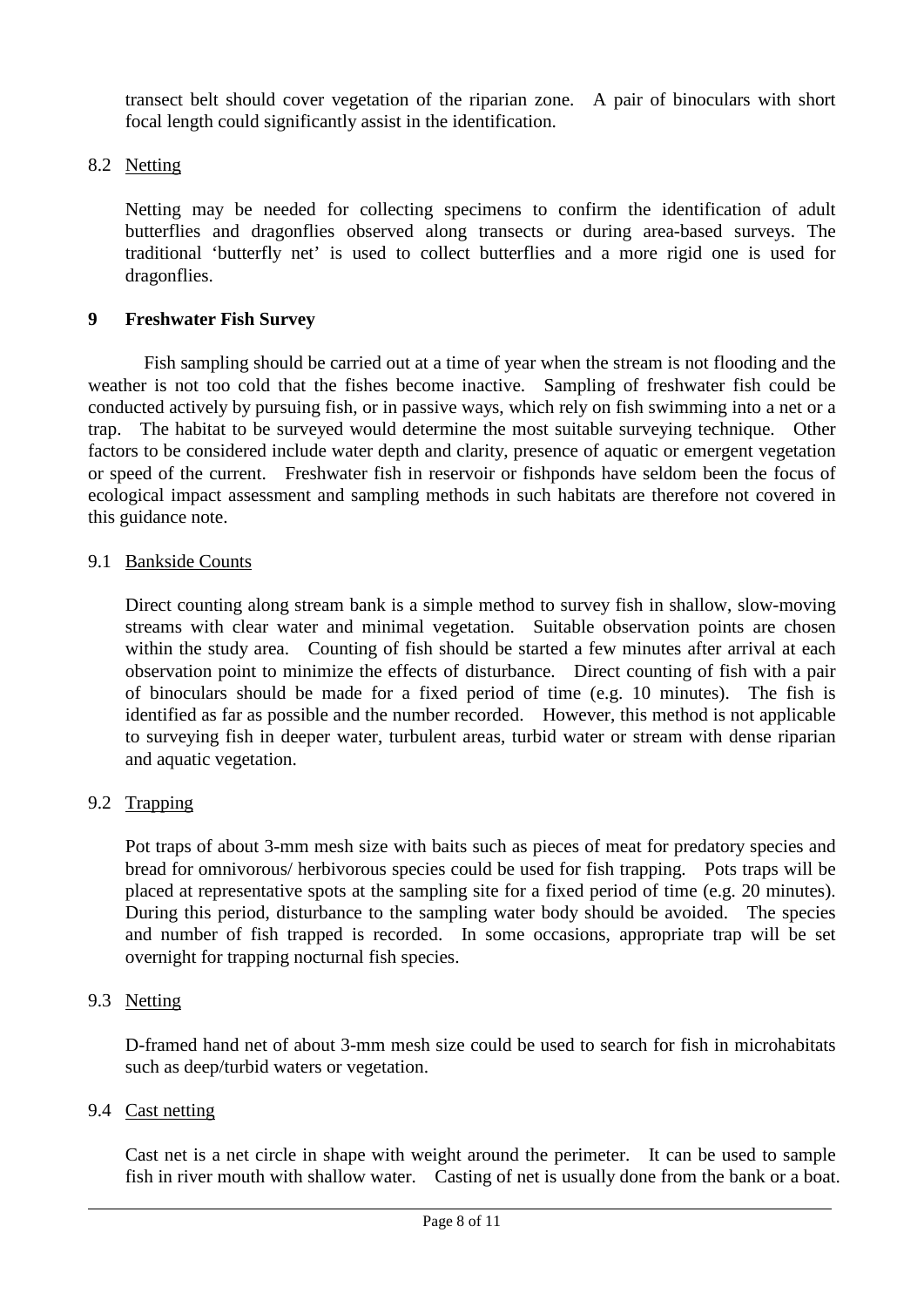transect belt should cover vegetation of the riparian zone. A pair of binoculars with short focal length could significantly assist in the identification.

### 8.2 Netting

Netting may be needed for collecting specimens to confirm the identification of adult butterflies and dragonflies observed along transects or during area-based surveys. The traditional 'butterfly net' is used to collect butterflies and a more rigid one is used for dragonflies.

## 9 Freshwater Fish Survey

Fish sampling should be carried out at a time of year when the stream is not flooding and the weather is not too cold that the fishes become inactive. Sampling of freshwater fish could be conducted actively by pursuing fish, or in passive ways, which rely on fish swimming into a net or a trap. The habitat to be surveyed would determine the most suitable surveying technique. Other factors to be considered include water depth and clarity, presence of aquatic or emergent vegetation or speed of the current. Freshwater fish in reservoir or fishponds have seldom been the focus of ecological impact assessment and sampling methods in such habitats are therefore not covered in this guidance note.

### 9.1 Bankside Counts

Direct counting along stream bank is a simple method to survey fish in shallow, slow-moving streams with clear water and minimal vegetation. Suitable observation points are chosen within the study area. Counting of fish should be started a few minutes after arrival at each observation point to minimize the effects of disturbance. Direct counting of fish with a pair of binoculars should be made for a fixed period of time (e.g. 10 minutes). The fish is identified as far as possible and the number recorded. However, this method is not applicable to surveying fish in deeper water, turbulent areas, turbid water or stream with dense riparian and aquatic vegetation.

### 9.2 Trapping

Pot traps of about 3-mm mesh size with baits such as pieces of meat for predatory species and bread for omnivorous/ herbivorous species could be used for fish trapping. Pots traps will be placed at representative spots at the sampling site for a fixed period of time (e.g. 20 minutes). During this period, disturbance to the sampling water body should be avoided. The species and number of fish trapped is recorded. In some occasions, appropriate trap will be set overnight for trapping nocturnal fish species.

### 9.3 Netting

D-framed hand net of about 3-mm mesh size could be used to search for fish in microhabitats such as deep/turbid waters or vegetation.

### 9.4 Cast netting

Cast net is a net circle in shape with weight around the perimeter. It can be used to sample fish in river mouth with shallow water. Casting of net is usually done from the bank or a boat.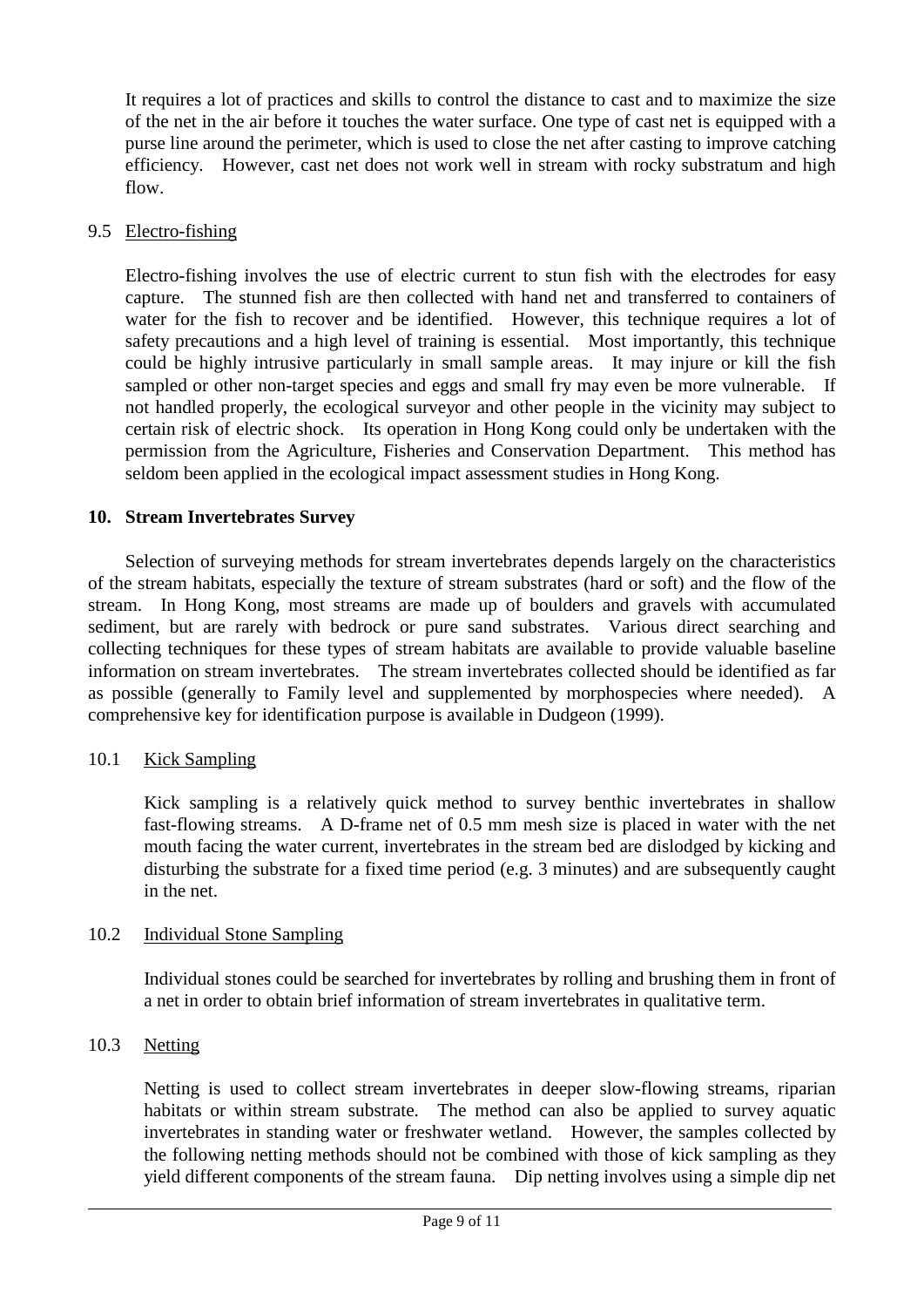It requires a lot of practices and skills to control the distance to cast and to maximize the size of the net in the air before it touches the water surface. One type of cast net is equipped with a purse line around the perimeter, which is used to close the net after casting to improve catching efficiency. However, cast net does not work well in stream with rocky substratum and high flow.

### 9.5 Electro-fishing

Electro-fishing involves the use of electric current to stun fish with the electrodes for easy capture. The stunned fish are then collected with hand net and transferred to containers of water for the fish to recover and be identified. However, this technique requires a lot of safety precautions and a high level of training is essential. Most importantly, this technique could be highly intrusive particularly in small sample areas. It may injure or kill the fish sampled or other non-target species and eggs and small fry may even be more vulnerable. If not handled properly, the ecological surveyor and other people in the vicinity may subject to certain risk of electric shock. Its operation in Hong Kong could only be undertaken with the permission from the Agriculture, Fisheries and Conservation Department. This method has seldom been applied in the ecological impact assessment studies in Hong Kong.

## 10. Stream Invertebrates Survey

Selection of surveying methods for stream invertebrates depends largely on the characteristics of the stream habitats, especially the texture of stream substrates (hard or soft) and the flow of the stream. In Hong Kong, most streams are made up of boulders and gravels with accumulated sediment, but are rarely with bedrock or pure sand substrates. Various direct searching and collecting techniques for these types of stream habitats are available to provide valuable baseline information on stream invertebrates. The stream invertebrates collected should be identified as far as possible (generally to Family level and supplemented by morphospecies where needed). A comprehensive key for identification purpose is available in Dudgeon (1999).

### 10.1 Kick Sampling

Kick sampling is a relatively quick method to survey benthic invertebrates in shallow fast-flowing streams. A D-frame net of 0.5 mm mesh size is placed in water with the net mouth facing the water current, invertebrates in the stream bed are dislodged by kicking and disturbing the substrate for a fixed time period (e.g. 3 minutes) and are subsequently caught in the net.

### 10.2 Individual Stone Sampling

Individual stones could be searched for invertebrates by rolling and brushing them in front of a net in order to obtain brief information of stream invertebrates in qualitative term.

### 10.3 Netting

Netting is used to collect stream invertebrates in deeper slow-flowing streams, riparian habitats or within stream substrate. The method can also be applied to survey aquatic invertebrates in standing water or freshwater wetland. However, the samples collected by the following netting methods should not be combined with those of kick sampling as they yield different components of the stream fauna. Dip netting involves using a simple dip net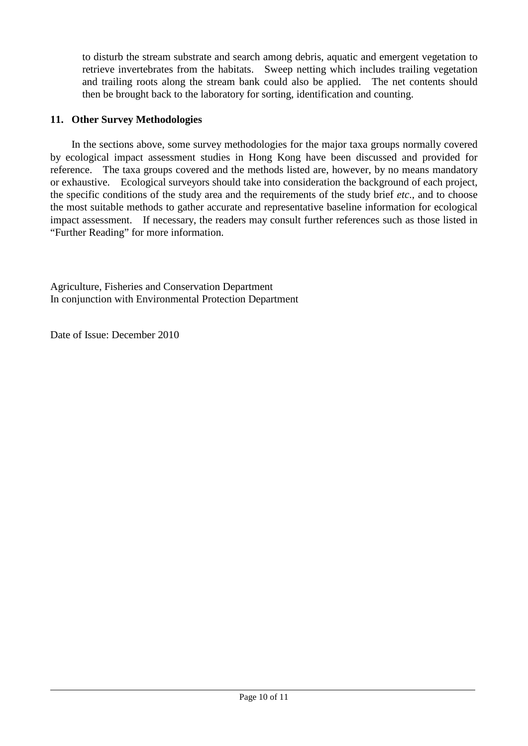to disturb the stream substrate and search among debris, aquatic and emergent vegetation to retrieve invertebrates from the habitats. Sweep netting which includes trailing vegetation and trailing roots along the stream bank could also be applied. The net contents should then be brought back to the laboratory for sorting, identification and counting.

## 11. Other Survey Methodologies

In the sections above, some survey methodologies for the major taxa groups normally covered by ecological impact assessment studies in Hong Kong have been discussed and provided for reference. The taxa groups covered and the methods listed are, however, by no means mandatory or exhaustive. Ecological surveyors should take into consideration the background of each project, the specific conditions of the study area and the requirements of the study brief *etc*., and to choose the most suitable methods to gather accurate and representative baseline information for ecological impact assessment. If necessary, the readers may consult further references such as those listed in "Further Reading" for more information.

Agriculture, Fisheries and Conservation Department
In conjunction with Environmental Protection Department

Date of Issue: December 2010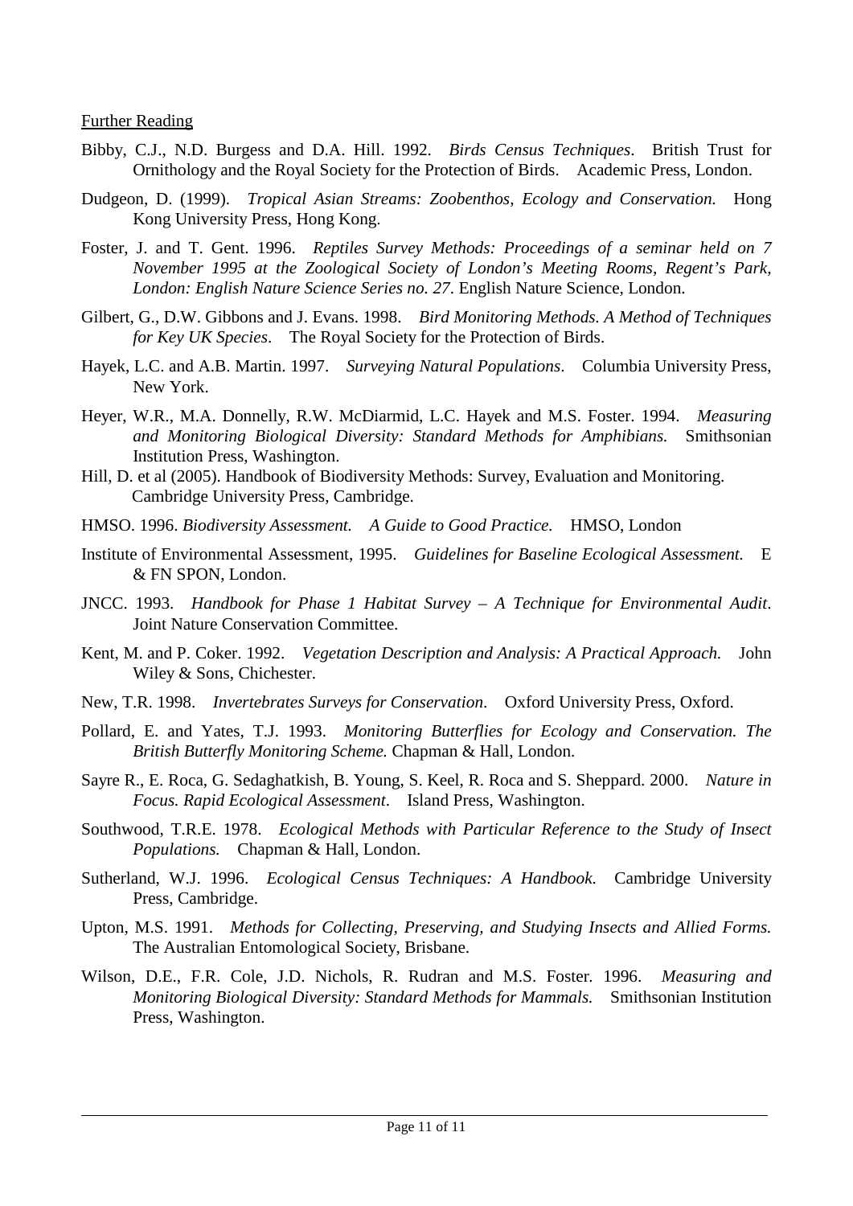Further Reading

Bibby, C.J., N.D. Burgess and D.A. Hill. 1992. *Birds Census Techniques*. British Trust for Ornithology and the Royal Society for the Protection of Birds. Academic Press, London.

Dudgeon, D. (1999). *Tropical Asian Streams: Zoobenthos, Ecology and Conservation.* Hong Kong University Press, Hong Kong.

Foster, J. and T. Gent. 1996. *Reptiles Survey Methods: Proceedings of a seminar held on 7 November 1995 at the Zoological Society of London's Meeting Rooms, Regent's Park, London: English Nature Science Series no. 27*. English Nature Science, London.

Gilbert, G., D.W. Gibbons and J. Evans. 1998. *Bird Monitoring Methods. A Method of Techniques for Key UK Species*. The Royal Society for the Protection of Birds.

Hayek, L.C. and A.B. Martin. 1997. *Surveying Natural Populations*. Columbia University Press, New York.

Heyer, W.R., M.A. Donnelly, R.W. McDiarmid, L.C. Hayek and M.S. Foster. 1994. *Measuring and Monitoring Biological Diversity: Standard Methods for Amphibians.* Smithsonian Institution Press, Washington.

Hill, D. et al (2005). Handbook of Biodiversity Methods: Survey, Evaluation and Monitoring. Cambridge University Press, Cambridge.

HMSO. 1996. *Biodiversity Assessment. A Guide to Good Practice.* HMSO, London

Institute of Environmental Assessment, 1995. *Guidelines for Baseline Ecological Assessment.* E & FN SPON, London.

JNCC. 1993. *Handbook for Phase 1 Habitat Survey – A Technique for Environmental Audit*. Joint Nature Conservation Committee.

Kent, M. and P. Coker. 1992. *Vegetation Description and Analysis: A Practical Approach.* John Wiley & Sons, Chichester.

New, T.R. 1998. *Invertebrates Surveys for Conservation*. Oxford University Press, Oxford.

Pollard, E. and Yates, T.J. 1993. *Monitoring Butterflies for Ecology and Conservation. The British Butterfly Monitoring Scheme.* Chapman & Hall, London.

Sayre R., E. Roca, G. Sedaghatkish, B. Young, S. Keel, R. Roca and S. Sheppard. 2000. *Nature in Focus. Rapid Ecological Assessment*. Island Press, Washington.

Southwood, T.R.E. 1978. *Ecological Methods with Particular Reference to the Study of Insect Populations.* Chapman & Hall, London.

Sutherland, W.J. 1996. *Ecological Census Techniques: A Handbook.* Cambridge University Press, Cambridge.

Upton, M.S. 1991. *Methods for Collecting, Preserving, and Studying Insects and Allied Forms.* The Australian Entomological Society, Brisbane.

Wilson, D.E., F.R. Cole, J.D. Nichols, R. Rudran and M.S. Foster. 1996. *Measuring and Monitoring Biological Diversity: Standard Methods for Mammals.* Smithsonian Institution Press, Washington.